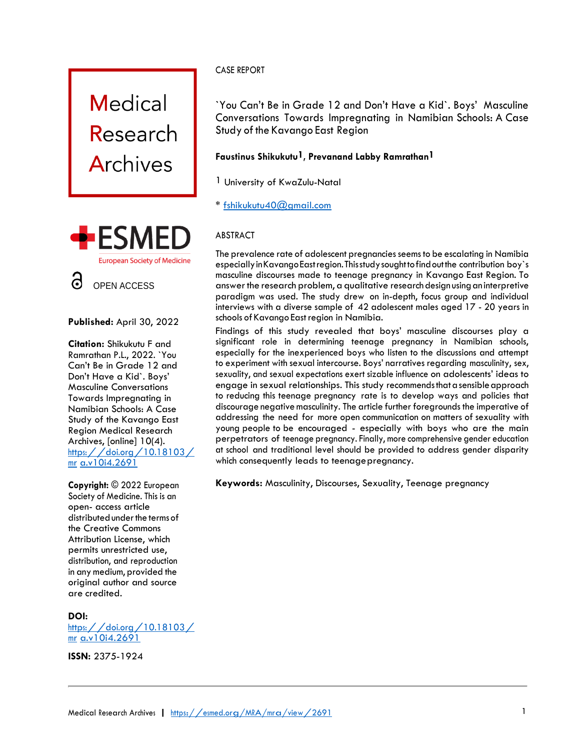CASE REPORT

# `You Can't Be in Grade 12 and Don't Have a Kid`. Boys' Masculine Conversations Towards Impregnating in Namibian Schools: A Case Study of the Kavango East Region

**Faustinus Shikukutu[1], Prevanand Labby Ramrathan[1]**

[1] University of KwaZulu-Natal

* fshikukutu40@gmail.com

Medical Research Archives

ESMED
European Society of Medicine

OPEN ACCESS

**Published:** April 30, 2022

**Citation:** Shikukutu F and Ramrathan P.L., 2022. `You Can't Be in Grade 12 and Don't Have a Kid`. Boys' Masculine Conversations Towards Impregnating in Namibian Schools: A Case Study of the Kavango East Region Medical Research Archives, [online] 10(4). https://doi.org/10.18103/mra.v10i4.2691

**Copyright:** © 2022 European Society of Medicine. This is an open- access article distributed under the terms of the Creative Commons Attribution License, which permits unrestricted use, distribution, and reproduction in any medium, provided the original author and source are credited.

**DOI:** https://doi.org/10.18103/mra.v10i4.2691

**ISSN:** 2375-1924

## ABSTRACT

The prevalence rate of adolescent pregnancies seems to be escalating in Namibia especially in Kavango East region. This study sought to find out the contribution boy`s masculine discourses made to teenage pregnancy in Kavango East Region. To answer the research problem, a qualitative research design using an interpretive paradigm was used. The study drew on in-depth, focus group and individual interviews with a diverse sample of 42 adolescent males aged 17 - 20 years in schools of Kavango East region in Namibia.

Findings of this study revealed that boys' masculine discourses play a significant role in determining teenage pregnancy in Namibian schools, especially for the inexperienced boys who listen to the discussions and attempt to experiment with sexual intercourse. Boys' narratives regarding masculinity, sex, sexuality, and sexual expectations exert sizable influence on adolescents' ideas to engage in sexual relationships. This study recommends that a sensible approach to reducing this teenage pregnancy rate is to develop ways and policies that discourage negative masculinity. The article further foregrounds the imperative of addressing the need for more open communication on matters of sexuality with young people to be encouraged - especially with boys who are the main perpetrators of teenage pregnancy. Finally, more comprehensive gender education at school and traditional level should be provided to address gender disparity which consequently leads to teenage pregnancy.

**Keywords:** Masculinity, Discourses, Sexuality, Teenage pregnancy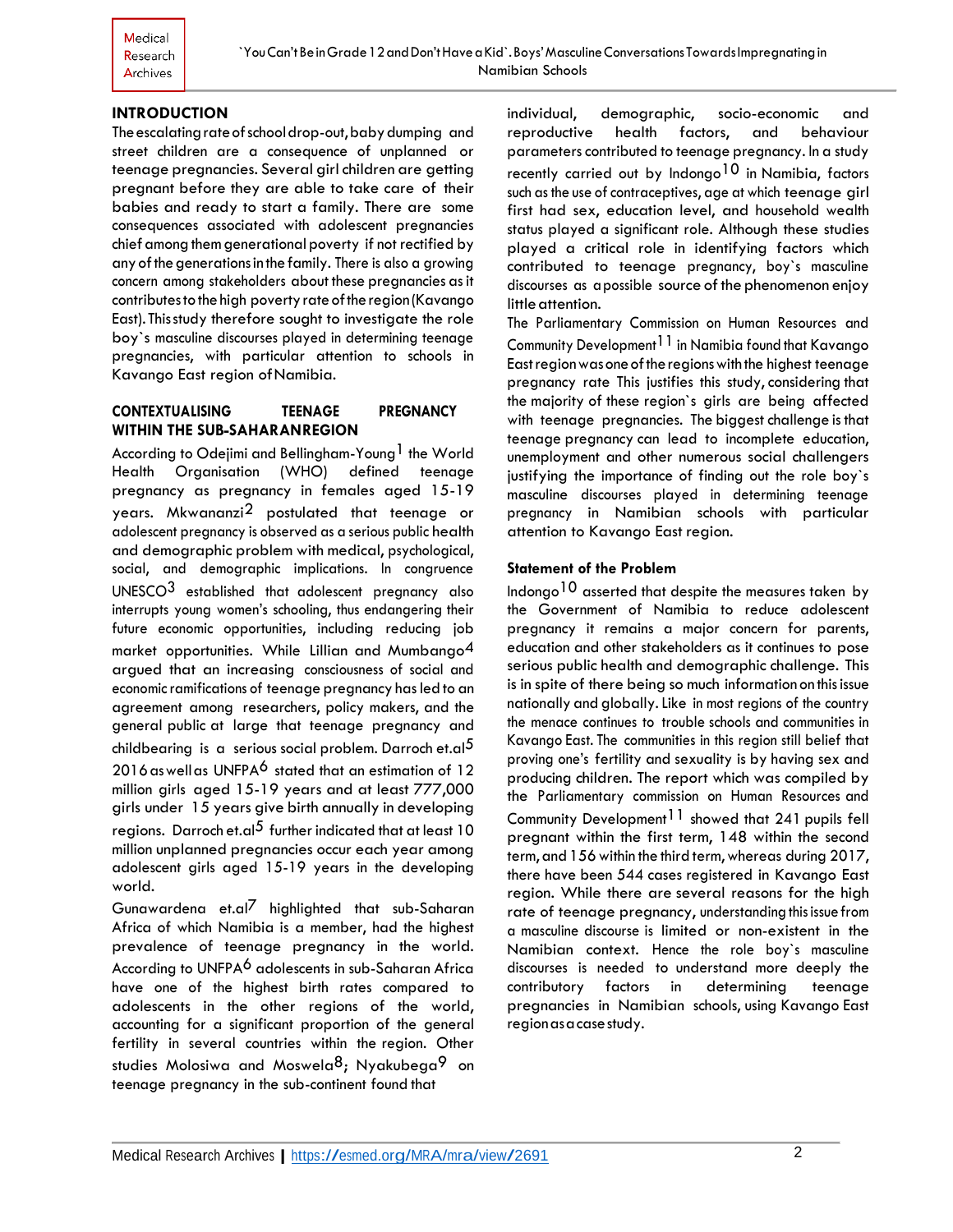## INTRODUCTION

The escalating rate of school drop-out, baby dumping and street children are a consequence of unplanned or teenage pregnancies. Several girl children are getting pregnant before they are able to take care of their babies and ready to start a family. There are some consequences associated with adolescent pregnancies chief among them generational poverty if not rectified by any of the generations in the family. There is also a growing concern among stakeholders about these pregnancies as it contributes to the high poverty rate of the region (Kavango East). This study therefore sought to investigate the role boy`s masculine discourses played in determining teenage pregnancies, with particular attention to schools in Kavango East region of Namibia.

## CONTEXTUALISING TEENAGE PREGNANCY WITHIN THE SUB-SAHARAN REGION

According to Odejimi and Bellingham-Young[1] the World Health Organisation (WHO) defined teenage pregnancy as pregnancy in females aged 15-19 years. Mkwananzi[2] postulated that teenage or adolescent pregnancy is observed as a serious public health and demographic problem with medical, psychological, social, and demographic implications. In congruence UNESCO[3] established that adolescent pregnancy also interrupts young women's schooling, thus endangering their future economic opportunities, including reducing job market opportunities. While Lillian and Mumbango[4] argued that an increasing consciousness of social and economic ramifications of teenage pregnancy has led to an agreement among researchers, policy makers, and the general public at large that teenage pregnancy and childbearing is a serious social problem. Darroch et.al[5] 2016 as well as UNFPA[6] stated that an estimation of 12 million girls aged 15-19 years and at least 777,000 girls under 15 years give birth annually in developing regions. Darroch et.al[5] further indicated that at least 10 million unplanned pregnancies occur each year among adolescent girls aged 15-19 years in the developing world.

Gunawardena et.al[7] highlighted that sub-Saharan Africa of which Namibia is a member, had the highest prevalence of teenage pregnancy in the world. According to UNFPA[6] adolescents in sub-Saharan Africa have one of the highest birth rates compared to adolescents in the other regions of the world, accounting for a significant proportion of the general fertility in several countries within the region. Other studies Molosiwa and Moswela[8]; Nyakubega[9] on teenage pregnancy in the sub-continent found that individual, demographic, socio-economic and reproductive health factors, and behaviour parameters contributed to teenage pregnancy. In a study recently carried out by Indongo[10] in Namibia, factors such as the use of contraceptives, age at which teenage girl first had sex, education level, and household wealth status played a significant role. Although these studies played a critical role in identifying factors which contributed to teenage pregnancy, boy`s masculine discourses as a possible source of the phenomenon enjoy little attention.

The Parliamentary Commission on Human Resources and Community Development[11] in Namibia found that Kavango East region was one of the regions with the highest teenage pregnancy rate This justifies this study, considering that the majority of these region`s girls are being affected with teenage pregnancies. The biggest challenge is that teenage pregnancy can lead to incomplete education, unemployment and other numerous social challengers justifying the importance of finding out the role boy`s masculine discourses played in determining teenage pregnancy in Namibian schools with particular attention to Kavango East region.

### Statement of the Problem

Indongo[10] asserted that despite the measures taken by the Government of Namibia to reduce adolescent pregnancy it remains a major concern for parents, education and other stakeholders as it continues to pose serious public health and demographic challenge. This is in spite of there being so much information on this issue nationally and globally. Like in most regions of the country the menace continues to trouble schools and communities in Kavango East. The communities in this region still belief that proving one's fertility and sexuality is by having sex and producing children. The report which was compiled by the Parliamentary commission on Human Resources and Community Development[11] showed that 241 pupils fell pregnant within the first term, 148 within the second term, and 156 within the third term, whereas during 2017, there have been 544 cases registered in Kavango East region. While there are several reasons for the high rate of teenage pregnancy, understanding this issue from a masculine discourse is limited or non-existent in the Namibian context. Hence the role boy`s masculine discourses is needed to understand more deeply the contributory factors in determining teenage pregnancies in Namibian schools, using Kavango East region as a case study.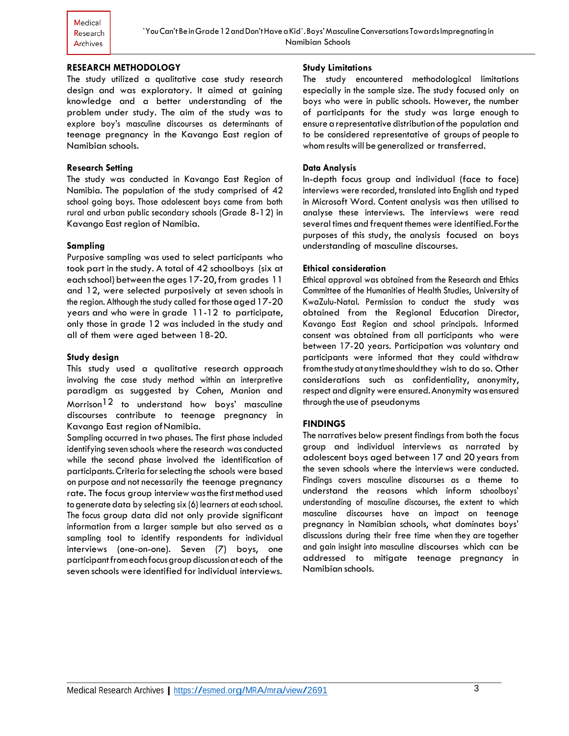## RESEARCH METHODOLOGY

The study utilized a qualitative case study research design and was exploratory. It aimed at gaining knowledge and a better understanding of the problem under study. The aim of the study was to explore boy's masculine discourses as determinants of teenage pregnancy in the Kavango East region of Namibian schools.

### Research Setting

The study was conducted in Kavango East Region of Namibia. The population of the study comprised of 42 school going boys. Those adolescent boys came from both rural and urban public secondary schools (Grade 8-12) in Kavango East region of Namibia.

### Sampling

Purposive sampling was used to select participants who took part in the study. A total of 42 schoolboys (six at each school) between the ages 17-20, from grades 11 and 12, were selected purposively at seven schools in the region. Although the study called for those aged 17-20 years and who were in grade 11-12 to participate, only those in grade 12 was included in the study and all of them were aged between 18-20.

### Study design

This study used a qualitative research approach involving the case study method within an interpretive paradigm as suggested by Cohen, Manion and Morrison[12] to understand how boys' masculine discourses contribute to teenage pregnancy in Kavango East region of Namibia.

Sampling occurred in two phases. The first phase included identifying seven schools where the research was conducted while the second phase involved the identification of participants. Criteria for selecting the schools were based on purpose and not necessarily the teenage pregnancy rate. The focus group interview was the first method used to generate data by selecting six (6) learners at each school. The focus group data did not only provide significant information from a larger sample but also served as a sampling tool to identify respondents for individual interviews (one-on-one). Seven (7) boys, one participant from each focus group discussion at each of the seven schools were identified for individual interviews.

### Study Limitations

The study encountered methodological limitations especially in the sample size. The study focused only on boys who were in public schools. However, the number of participants for the study was large enough to ensure a representative distribution of the population and to be considered representative of groups of people to whom results will be generalized or transferred.

### Data Analysis

In-depth focus group and individual (face to face) interviews were recorded, translated into English and typed in Microsoft Word. Content analysis was then utilised to analyse these interviews. The interviews were read several times and frequent themes were identified. For the purposes of this study, the analysis focused on boys understanding of masculine discourses.

### Ethical consideration

Ethical approval was obtained from the Research and Ethics Committee of the Humanities of Health Studies, University of KwaZulu-Natal. Permission to conduct the study was obtained from the Regional Education Director, Kavango East Region and school principals. Informed consent was obtained from all participants who were between 17-20 years. Participation was voluntary and participants were informed that they could withdraw from the study at any time should they wish to do so. Other considerations such as confidentiality, anonymity, respect and dignity were ensured. Anonymity was ensured through the use of pseudonyms

## FINDINGS

The narratives below present findings from both the focus group and individual interviews as narrated by adolescent boys aged between 17 and 20 years from the seven schools where the interviews were conducted. Findings covers masculine discourses as a theme to understand the reasons which inform schoolboys' understanding of masculine discourses, the extent to which masculine discourses have an impact on teenage pregnancy in Namibian schools, what dominates boys' discussions during their free time when they are together and gain insight into masculine discourses which can be addressed to mitigate teenage pregnancy in Namibian schools.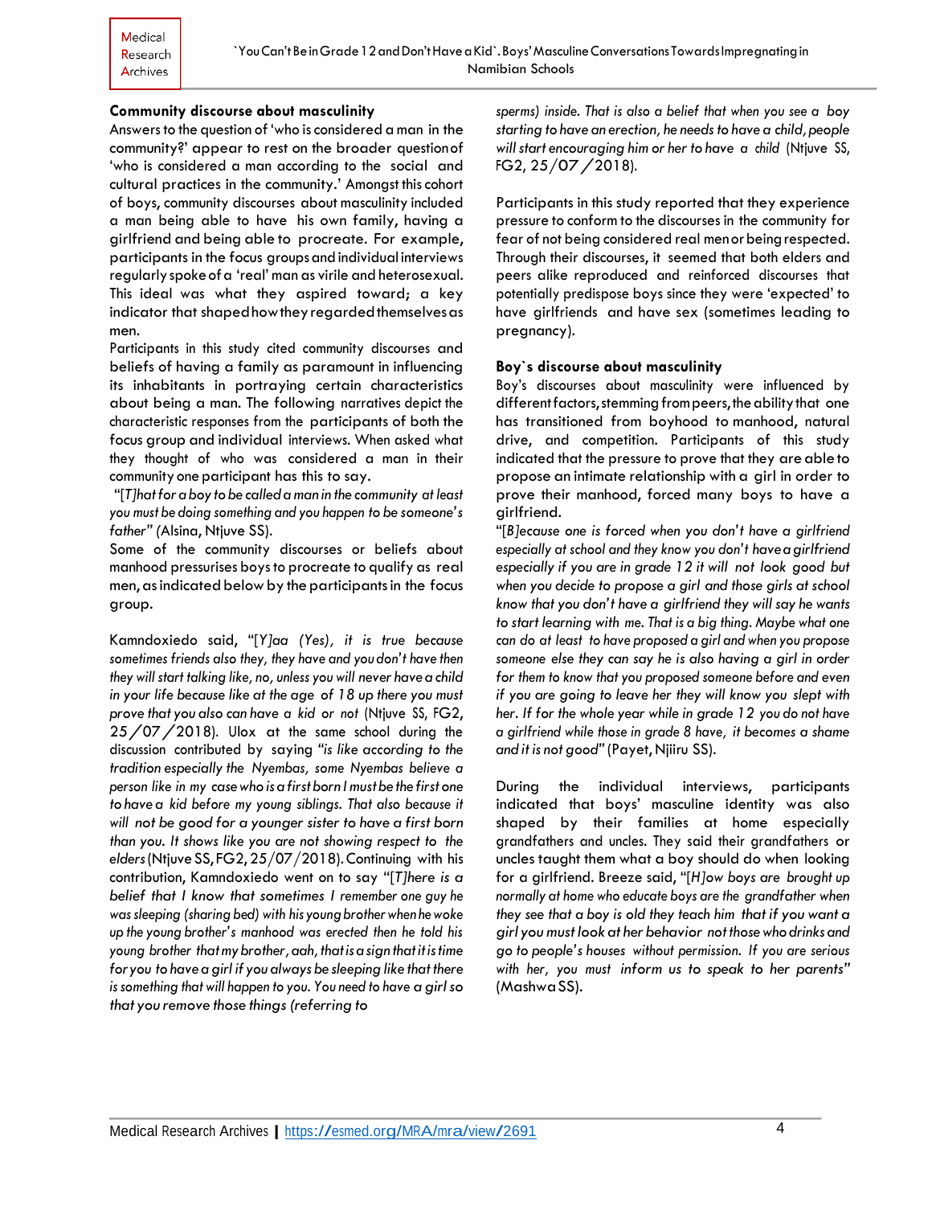### Community discourse about masculinity

Answers to the question of 'who is considered a man in the community?' appear to rest on the broader question of 'who is considered a man according to the social and cultural practices in the community.' Amongst this cohort of boys, community discourses about masculinity included a man being able to have his own family, having a girlfriend and being able to procreate. For example, participants in the focus groups and individual interviews regularly spoke of a 'real' man as virile and heterosexual. This ideal was what they aspired toward; a key indicator that shaped how they regarded themselves as men.

Participants in this study cited community discourses and beliefs of having a family as paramount in influencing its inhabitants in portraying certain characteristics about being a man. The following narratives depict the characteristic responses from the participants of both the focus group and individual interviews. When asked what they thought of who was considered a man in their community one participant has this to say.

"*[T]hat for a boy to be called a man in the community at least you must be doing something and you happen to be someone's father"* (Alsina, Ntjuve SS).

Some of the community discourses or beliefs about manhood pressurises boys to procreate to qualify as real men, as indicated below by the participants in the focus group.

Kamndoxiedo said, "*[Y]aa (Yes), it is true because sometimes friends also they, they have and you don't have then they will start talking like, no, unless you will never have a child in your life because like at the age of 18 up there you must prove that you also can have a kid or not* (Ntjuve SS, FG2, 25/07/2018). Ulox at the same school during the discussion contributed by saying *"is like according to the tradition especially the Nyembas, some Nyembas believe a person like in my case who is a first born I must be the first one to have a kid before my young siblings. That also because it will not be good for a younger sister to have a first born than you. It shows like you are not showing respect to the elders* (Ntjuve SS, FG2, 25/07/2018). Continuing with his contribution, Kamndoxiedo went on to say "*[T]here is a belief that I know that sometimes I remember one guy he was sleeping (sharing bed) with his young brother when he woke up the young brother's manhood was erected then he told his young brother that my brother, aah, that is a sign that it is time for you to have a girl if you always be sleeping like that there is something that will happen to you. You need to have a girl so that you remove those things (referring to sperms) inside. That is also a belief that when you see a boy starting to have an erection, he needs to have a child, people will start encouraging him or her to have a child* (Ntjuve SS, FG2, 25/07/2018).

Participants in this study reported that they experience pressure to conform to the discourses in the community for fear of not being considered real men or being respected. Through their discourses, it seemed that both elders and peers alike reproduced and reinforced discourses that potentially predispose boys since they were 'expected' to have girlfriends and have sex (sometimes leading to pregnancy).

### Boy`s discourse about masculinity

Boy's discourses about masculinity were influenced by different factors, stemming from peers, the ability that one has transitioned from boyhood to manhood, natural drive, and competition. Participants of this study indicated that the pressure to prove that they are able to propose an intimate relationship with a girl in order to prove their manhood, forced many boys to have a girlfriend.

"*[B]ecause one is forced when you don't have a girlfriend especially at school and they know you don't have a girlfriend especially if you are in grade 12 it will not look good but when you decide to propose a girl and those girls at school know that you don't have a girlfriend they will say he wants to start learning with me. That is a big thing. Maybe what one can do at least to have proposed a girl and when you propose someone else they can say he is also having a girl in order for them to know that you proposed someone before and even if you are going to leave her they will know you slept with her. If for the whole year while in grade 12 you do not have a girlfriend while those in grade 8 have, it becomes a shame and it is not good"* (Payet, Njiiru SS).

During the individual interviews, participants indicated that boys' masculine identity was also shaped by their families at home especially grandfathers and uncles. They said their grandfathers or uncles taught them what a boy should do when looking for a girlfriend. Breeze said, "*[H]ow boys are brought up normally at home who educate boys are the grandfather when they see that a boy is old they teach him that if you want a girl you must look at her behavior not those who drinks and go to people's houses without permission. If you are serious with her, you must inform us to speak to her parents"* (Mashwa SS).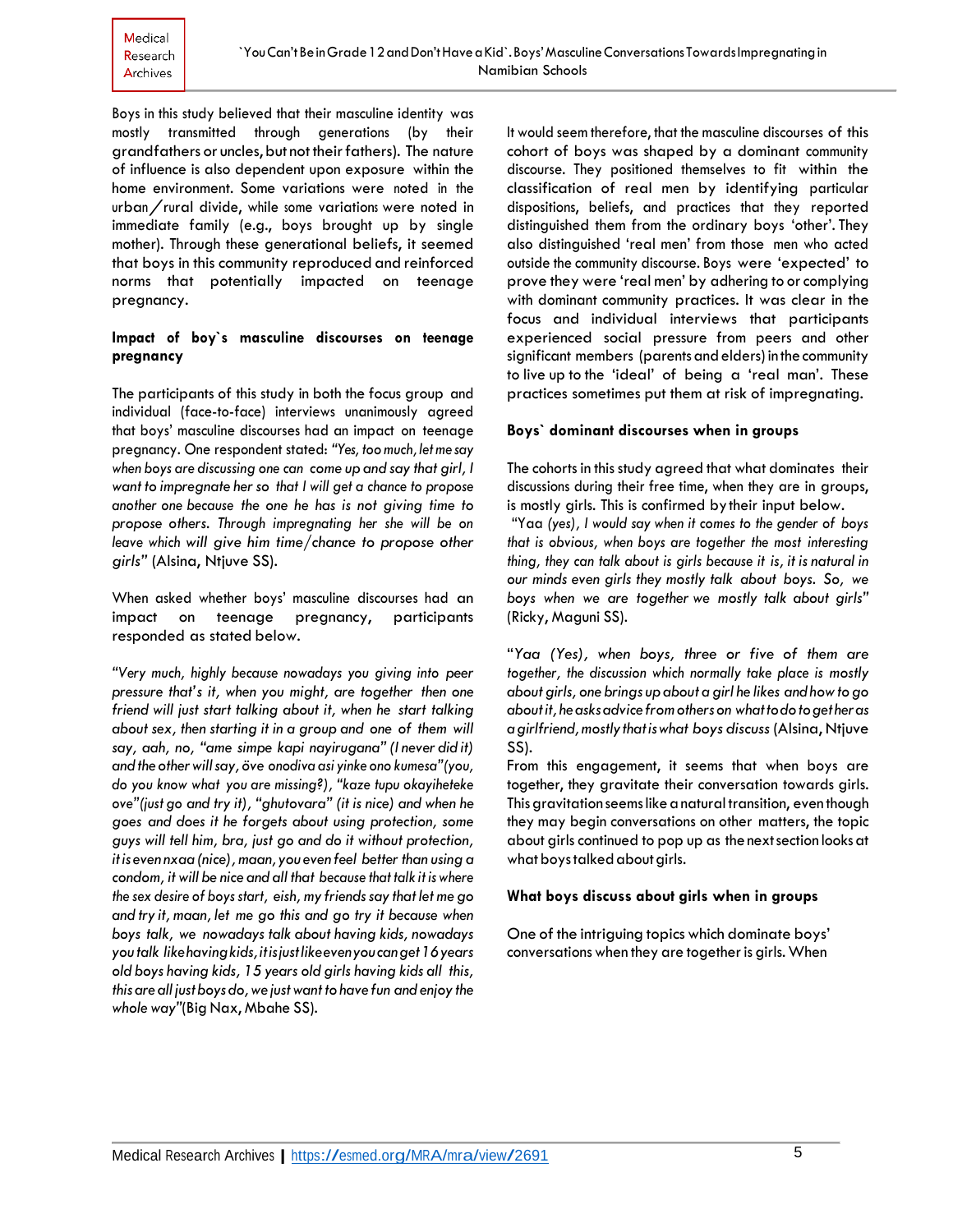Boys in this study believed that their masculine identity was mostly transmitted through generations (by their grandfathers or uncles, but not their fathers). The nature of influence is also dependent upon exposure within the home environment. Some variations were noted in the urban/rural divide, while some variations were noted in immediate family (e.g., boys brought up by single mother). Through these generational beliefs, it seemed that boys in this community reproduced and reinforced norms that potentially impacted on teenage pregnancy.

### Impact of boy`s masculine discourses on teenage pregnancy

The participants of this study in both the focus group and individual (face-to-face) interviews unanimously agreed that boys' masculine discourses had an impact on teenage pregnancy. One respondent stated: *"Yes, too much, let me say when boys are discussing one can come up and say that girl, I want to impregnate her so that I will get a chance to propose another one because the one he has is not giving time to propose others. Through impregnating her she will be on leave which will give him time/chance to propose other girls"* (Alsina, Ntjuve SS).

When asked whether boys' masculine discourses had an impact on teenage pregnancy, participants responded as stated below.

*"Very much, highly because nowadays you giving into peer pressure that's it, when you might, are together then one friend will just start talking about it, when he start talking about sex, then starting it in a group and one of them will say, aah, no, "ame simpe kapi nayirugana" (I never did it) and the other will say, öve onodiva asi yinke ono kumesa"(you, do you know what you are missing?), "kaze tupu okayiheteke ove"(just go and try it), "ghutovara" (it is nice) and when he goes and does it he forgets about using protection, some guys will tell him, bra, just go and do it without protection, it is even nxaa (nice), maan, you even feel better than using a condom, it will be nice and all that because that talk it is where the sex desire of boys start, eish, my friends say that let me go and try it, maan, let me go this and go try it because when boys talk, we nowadays talk about having kids, nowadays you talk like having kids, it is just like even you can get 16 years old boys having kids, 15 years old girls having kids all this, this are all just boys do, we just want to have fun and enjoy the whole way"*(Big Nax, Mbahe SS).

It would seem therefore, that the masculine discourses of this cohort of boys was shaped by a dominant community discourse. They positioned themselves to fit within the classification of real men by identifying particular dispositions, beliefs, and practices that they reported distinguished them from the ordinary boys 'other'. They also distinguished 'real men' from those men who acted outside the community discourse. Boys were 'expected' to prove they were 'real men' by adhering to or complying with dominant community practices. It was clear in the focus and individual interviews that participants experienced social pressure from peers and other significant members (parents and elders) in the community to live up to the 'ideal' of being a 'real man'. These practices sometimes put them at risk of impregnating.

### Boys` dominant discourses when in groups

The cohorts in this study agreed that what dominates their discussions during their free time, when they are in groups, is mostly girls. This is confirmed by their input below.

"Yaa *(yes), I would say when it comes to the gender of boys that is obvious, when boys are together the most interesting thing, they can talk about is girls because it is, it is natural in our minds even girls they mostly talk about boys. So, we boys when we are together we mostly talk about girls"* (Ricky, Maguni SS).

"*Yaa (Yes), when boys, three or five of them are together, the discussion which normally take place is mostly about girls, one brings up about a girl he likes and how to go about it, he asks advice from others on what to do to get her as a girlfriend, mostly that is what boys discuss* (Alsina, Ntjuve SS).

From this engagement, it seems that when boys are together, they gravitate their conversation towards girls. This gravitation seems like a natural transition, even though they may begin conversations on other matters, the topic about girls continued to pop up as the next section looks at what boys talked about girls.

### What boys discuss about girls when in groups

One of the intriguing topics which dominate boys' conversations when they are together is girls. When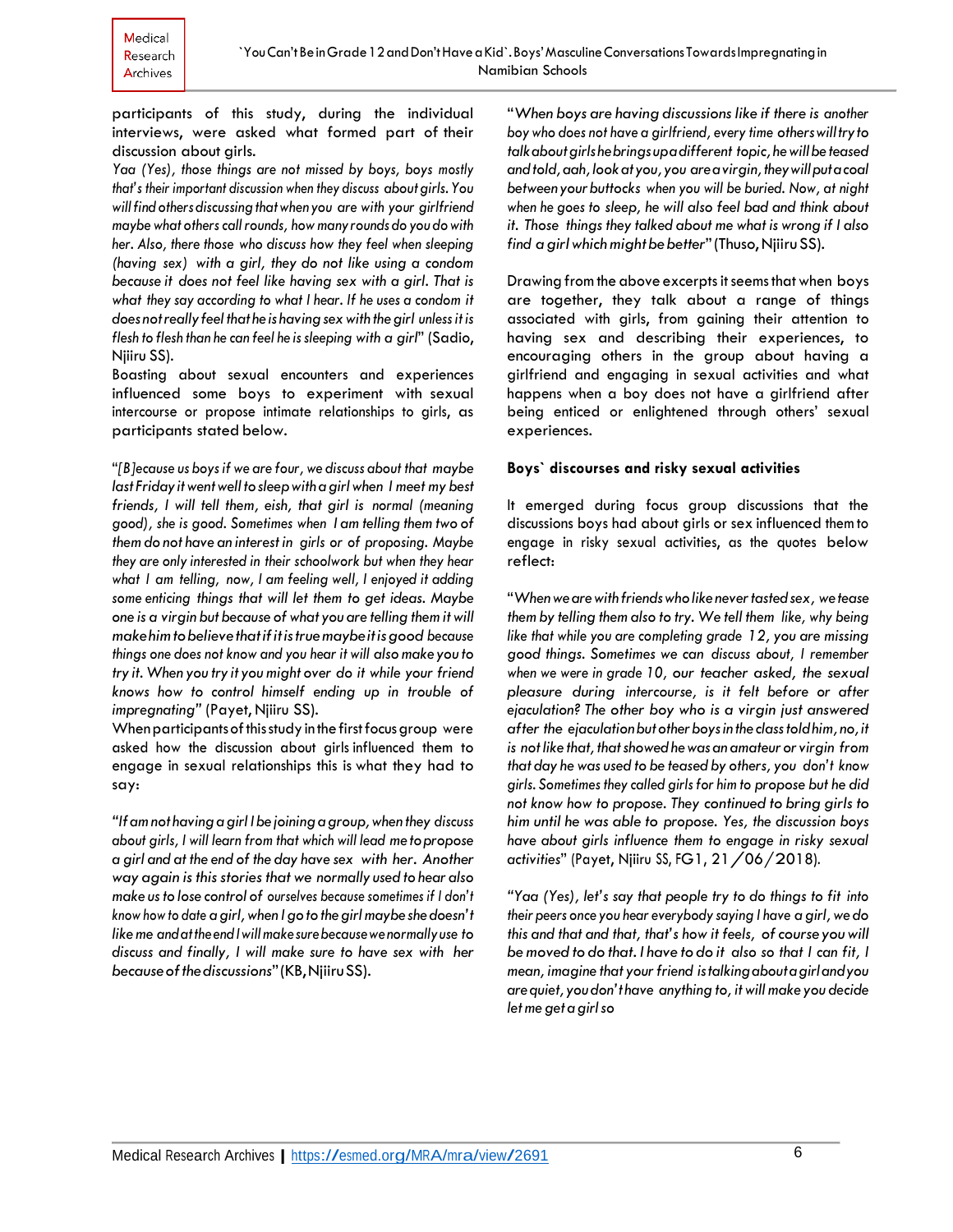participants of this study, during the individual interviews, were asked what formed part of their discussion about girls.

*Yaa (Yes), those things are not missed by boys, boys mostly that's their important discussion when they discuss about girls. You will find others discussing that when you are with your girlfriend maybe what others call rounds, how many rounds do you do with her. Also, there those who discuss how they feel when sleeping (having sex) with a girl, they do not like using a condom because it does not feel like having sex with a girl. That is what they say according to what I hear. If he uses a condom it does not really feel that he is having sex with the girl unless it is flesh to flesh than he can feel he is sleeping with a girl*" (Sadio, Njiiru SS).

Boasting about sexual encounters and experiences influenced some boys to experiment with sexual intercourse or propose intimate relationships to girls, as participants stated below.

"*[B]ecause us boys if we are four, we discuss about that maybe last Friday it went well to sleep with a girl when I meet my best friends, I will tell them, eish, that girl is normal (meaning good), she is good. Sometimes when I am telling them two of them do not have an interest in girls or of proposing. Maybe they are only interested in their schoolwork but when they hear what I am telling, now, I am feeling well, I enjoyed it adding some enticing things that will let them to get ideas. Maybe one is a virgin but because of what you are telling them it will make him to believe that if it is true maybe it is good because things one does not know and you hear it will also make you to try it. When you try it you might over do it while your friend knows how to control himself ending up in trouble of impregnating*" (Payet, Njiiru SS).

When participants of this study in the first focus group were asked how the discussion about girls influenced them to engage in sexual relationships this is what they had to say:

"*If am not having a girl I be joining a group, when they discuss about girls, I will learn from that which will lead me to propose a girl and at the end of the day have sex with her. Another way again is this stories that we normally used to hear also make us to lose control of ourselves because sometimes if I don't know how to date a girl, when I go to the girl maybe she doesn't like me and at the end I will make sure because we normally use to discuss and finally, I will make sure to have sex with her because of the discussions*" (KB, Njiiru SS).

"*When boys are having discussions like if there is another boy who does not have a girlfriend, every time others will try to talk about girls he brings up a different topic, he will be teased and told, aah, look at you, you are a virgin, they will put a coal between your buttocks when you will be buried. Now, at night when he goes to sleep, he will also feel bad and think about it. Those things they talked about me what is wrong if I also find a girl which might be better*" (Thuso, Njiiru SS).

Drawing from the above excerpts it seems that when boys are together, they talk about a range of things associated with girls, from gaining their attention to having sex and describing their experiences, to encouraging others in the group about having a girlfriend and engaging in sexual activities and what happens when a boy does not have a girlfriend after being enticed or enlightened through others' sexual experiences.

### Boys` discourses and risky sexual activities

It emerged during focus group discussions that the discussions boys had about girls or sex influenced them to engage in risky sexual activities, as the quotes below reflect:

"*When we are with friends who like never tasted sex, we tease them by telling them also to try. We tell them like, why being like that while you are completing grade 12, you are missing good things. Sometimes we can discuss about, I remember when we were in grade 10, our teacher asked, the sexual pleasure during intercourse, is it felt before or after ejaculation? The other boy who is a virgin just answered after the ejaculation but other boys in the class told him, no, it is not like that, that showed he was an amateur or virgin from that day he was used to be teased by others, you don't know girls. Sometimes they called girls for him to propose but he did not know how to propose. They continued to bring girls to him until he was able to propose. Yes, the discussion boys have about girls influence them to engage in risky sexual activities*" (Payet, Njiiru SS, FG1, 21/06/2018).

"*Yaa (Yes), let's say that people try to do things to fit into their peers once you hear everybody saying I have a girl, we do this and that and that, that's how it feels, of course you will be moved to do that. I have to do it also so that I can fit, I mean, imagine that your friend is talking about a girl and you are quiet, you don't have anything to, it will make you decide let me get a girl so*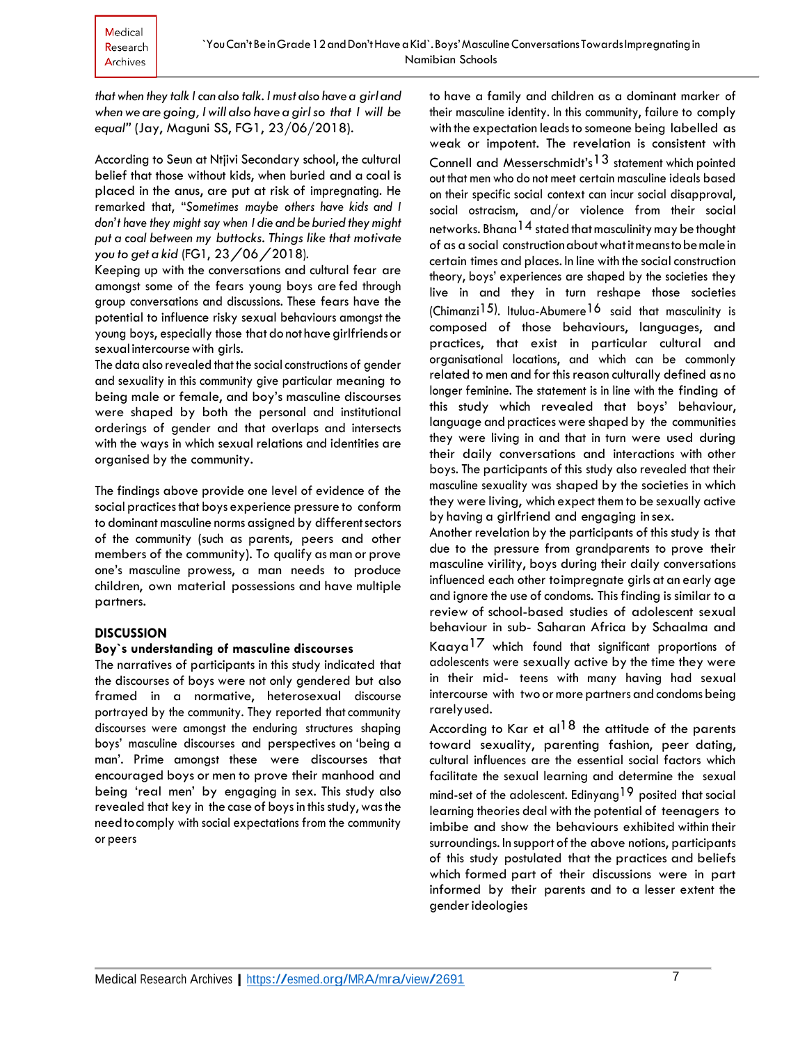*that when they talk I can also talk. I must also have a girl and when we are going, I will also have a girl so that I will be equal"* (Jay, Maguni SS, FG1, 23/06/2018).

According to Seun at Ntjivi Secondary school, the cultural belief that those without kids, when buried and a coal is placed in the anus, are put at risk of impregnating. He remarked that, "*Sometimes maybe others have kids and I don't have they might say when I die and be buried they might put a coal between my buttocks. Things like that motivate you to get a kid* (FG1, 23/06/2018).

Keeping up with the conversations and cultural fear are amongst some of the fears young boys are fed through group conversations and discussions. These fears have the potential to influence risky sexual behaviours amongst the young boys, especially those that do not have girlfriends or sexual intercourse with girls.

The data also revealed that the social constructions of gender and sexuality in this community give particular meaning to being male or female, and boy's masculine discourses were shaped by both the personal and institutional orderings of gender and that overlaps and intersects with the ways in which sexual relations and identities are organised by the community.

The findings above provide one level of evidence of the social practices that boys experience pressure to conform to dominant masculine norms assigned by different sectors of the community (such as parents, peers and other members of the community). To qualify as man or prove one's masculine prowess, a man needs to produce children, own material possessions and have multiple partners.

## DISCUSSION

### Boy`s understanding of masculine discourses

The narratives of participants in this study indicated that the discourses of boys were not only gendered but also framed in a normative, heterosexual discourse portrayed by the community. They reported that community discourses were amongst the enduring structures shaping boys' masculine discourses and perspectives on 'being a man'. Prime amongst these were discourses that encouraged boys or men to prove their manhood and being 'real men' by engaging in sex. This study also revealed that key in the case of boys in this study, was the need to comply with social expectations from the community or peers to have a family and children as a dominant marker of their masculine identity. In this community, failure to comply with the expectation leads to someone being labelled as weak or impotent. The revelation is consistent with Connell and Messerschmidt's[13] statement which pointed out that men who do not meet certain masculine ideals based on their specific social context can incur social disapproval, social ostracism, and/or violence from their social networks. Bhana[14] stated that masculinity may be thought of as a social construction about what it means to be male in certain times and places. In line with the social construction theory, boys' experiences are shaped by the societies they live in and they in turn reshape those societies (Chimanzi[15]). Itulua-Abumere[16] said that masculinity is composed of those behaviours, languages, and practices, that exist in particular cultural and organisational locations, and which can be commonly related to men and for this reason culturally defined as no longer feminine. The statement is in line with the finding of this study which revealed that boys' behaviour, language and practices were shaped by the communities they were living in and that in turn were used during their daily conversations and interactions with other boys. The participants of this study also revealed that their masculine sexuality was shaped by the societies in which they were living, which expect them to be sexually active by having a girlfriend and engaging in sex.

Another revelation by the participants of this study is that due to the pressure from grandparents to prove their masculine virility, boys during their daily conversations influenced each other to impregnate girls at an early age and ignore the use of condoms. This finding is similar to a review of school-based studies of adolescent sexual behaviour in sub- Saharan Africa by Schaalma and Kaaya[17] which found that significant proportions of adolescents were sexually active by the time they were in their mid- teens with many having had sexual intercourse with two or more partners and condoms being rarely used.

According to Kar et al[18] the attitude of the parents toward sexuality, parenting fashion, peer dating, cultural influences are the essential social factors which facilitate the sexual learning and determine the sexual mind-set of the adolescent. Edinyang[19] posited that social learning theories deal with the potential of teenagers to imbibe and show the behaviours exhibited within their surroundings. In support of the above notions, participants of this study postulated that the practices and beliefs which formed part of their discussions were in part informed by their parents and to a lesser extent the gender ideologies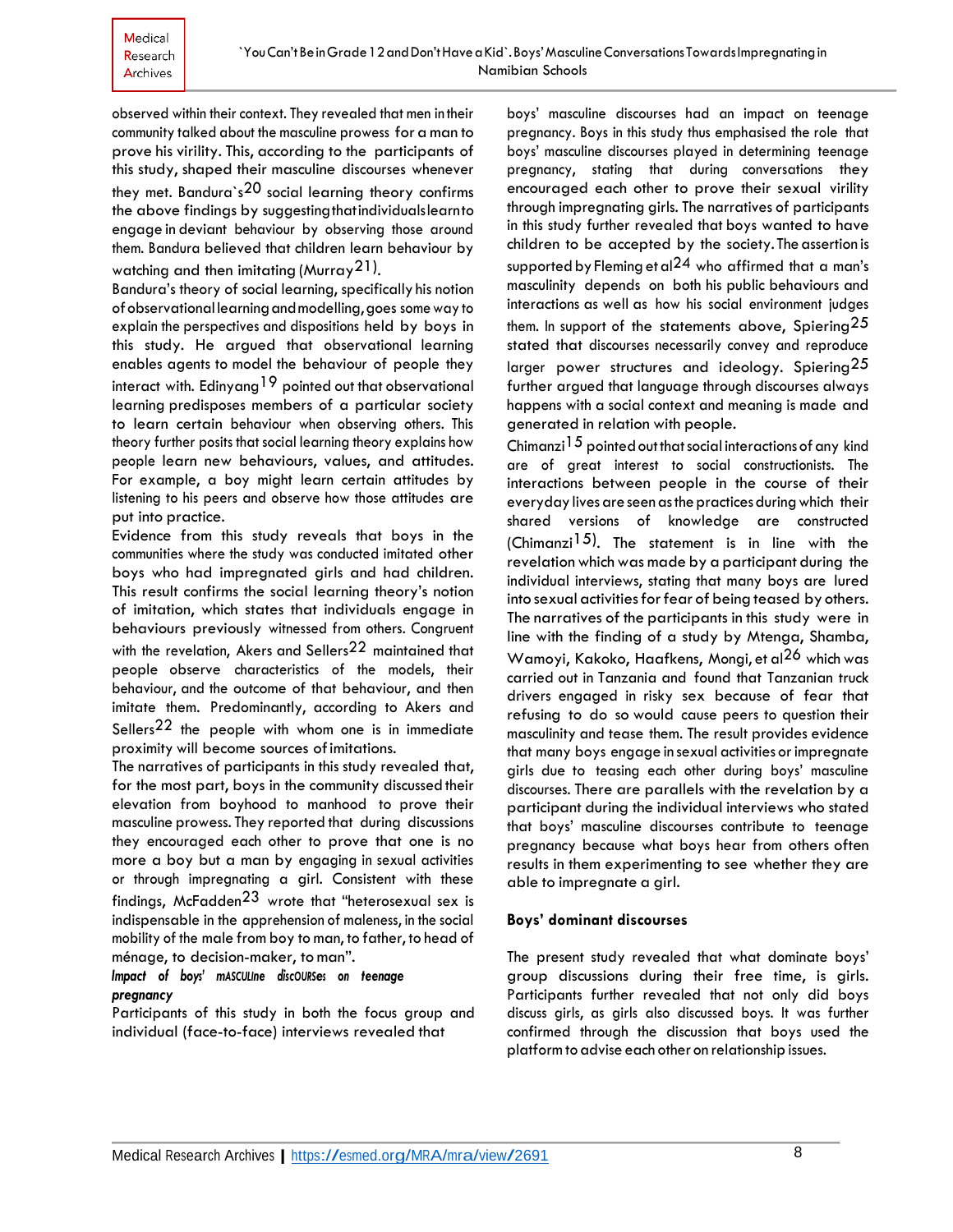observed within their context. They revealed that men in their community talked about the masculine prowess for a man to prove his virility. This, according to the participants of this study, shaped their masculine discourses whenever they met. Bandura`s[20] social learning theory confirms the above findings by suggesting that individuals learn to engage in deviant behaviour by observing those around them. Bandura believed that children learn behaviour by watching and then imitating (Murray[21]).

Bandura's theory of social learning, specifically his notion of observational learning and modelling, goes some way to explain the perspectives and dispositions held by boys in this study. He argued that observational learning enables agents to model the behaviour of people they interact with. Edinyang[19] pointed out that observational learning predisposes members of a particular society to learn certain behaviour when observing others. This theory further posits that social learning theory explains how people learn new behaviours, values, and attitudes. For example, a boy might learn certain attitudes by listening to his peers and observe how those attitudes are put into practice.

Evidence from this study reveals that boys in the communities where the study was conducted imitated other boys who had impregnated girls and had children. This result confirms the social learning theory's notion of imitation, which states that individuals engage in behaviours previously witnessed from others. Congruent with the revelation, Akers and Sellers[22] maintained that people observe characteristics of the models, their behaviour, and the outcome of that behaviour, and then imitate them. Predominantly, according to Akers and Sellers[22] the people with whom one is in immediate proximity will become sources of imitations.

The narratives of participants in this study revealed that, for the most part, boys in the community discussed their elevation from boyhood to manhood to prove their masculine prowess. They reported that during discussions they encouraged each other to prove that one is no more a boy but a man by engaging in sexual activities or through impregnating a girl. Consistent with these findings, McFadden[23] wrote that "heterosexual sex is indispensable in the apprehension of maleness, in the social mobility of the male from boy to man, to father, to head of ménage, to decision-maker, to man".

***Impact of boys' masculine discourses on teenage pregnancy***

Participants of this study in both the focus group and individual (face-to-face) interviews revealed that boys' masculine discourses had an impact on teenage pregnancy. Boys in this study thus emphasised the role that boys' masculine discourses played in determining teenage pregnancy, stating that during conversations they encouraged each other to prove their sexual virility through impregnating girls. The narratives of participants in this study further revealed that boys wanted to have children to be accepted by the society. The assertion is supported by Fleming et al[24] who affirmed that a man's masculinity depends on both his public behaviours and interactions as well as how his social environment judges them. In support of the statements above, Spiering[25] stated that discourses necessarily convey and reproduce larger power structures and ideology. Spiering[25] further argued that language through discourses always happens with a social context and meaning is made and generated in relation with people.

Chimanzi[15] pointed out that social interactions of any kind are of great interest to social constructionists. The interactions between people in the course of their everyday lives are seen as the practices during which their shared versions of knowledge are constructed (Chimanzi[15]). The statement is in line with the revelation which was made by a participant during the individual interviews, stating that many boys are lured into sexual activities for fear of being teased by others. The narratives of the participants in this study were in line with the finding of a study by Mtenga, Shamba, Wamoyi, Kakoko, Haafkens, Mongi, et al[26] which was carried out in Tanzania and found that Tanzanian truck drivers engaged in risky sex because of fear that refusing to do so would cause peers to question their masculinity and tease them. The result provides evidence that many boys engage in sexual activities or impregnate girls due to teasing each other during boys' masculine discourses. There are parallels with the revelation by a participant during the individual interviews who stated that boys' masculine discourses contribute to teenage pregnancy because what boys hear from others often results in them experimenting to see whether they are able to impregnate a girl.

**Boys' dominant discourses**

The present study revealed that what dominate boys' group discussions during their free time, is girls. Participants further revealed that not only did boys discuss girls, as girls also discussed boys. It was further confirmed through the discussion that boys used the platform to advise each other on relationship issues.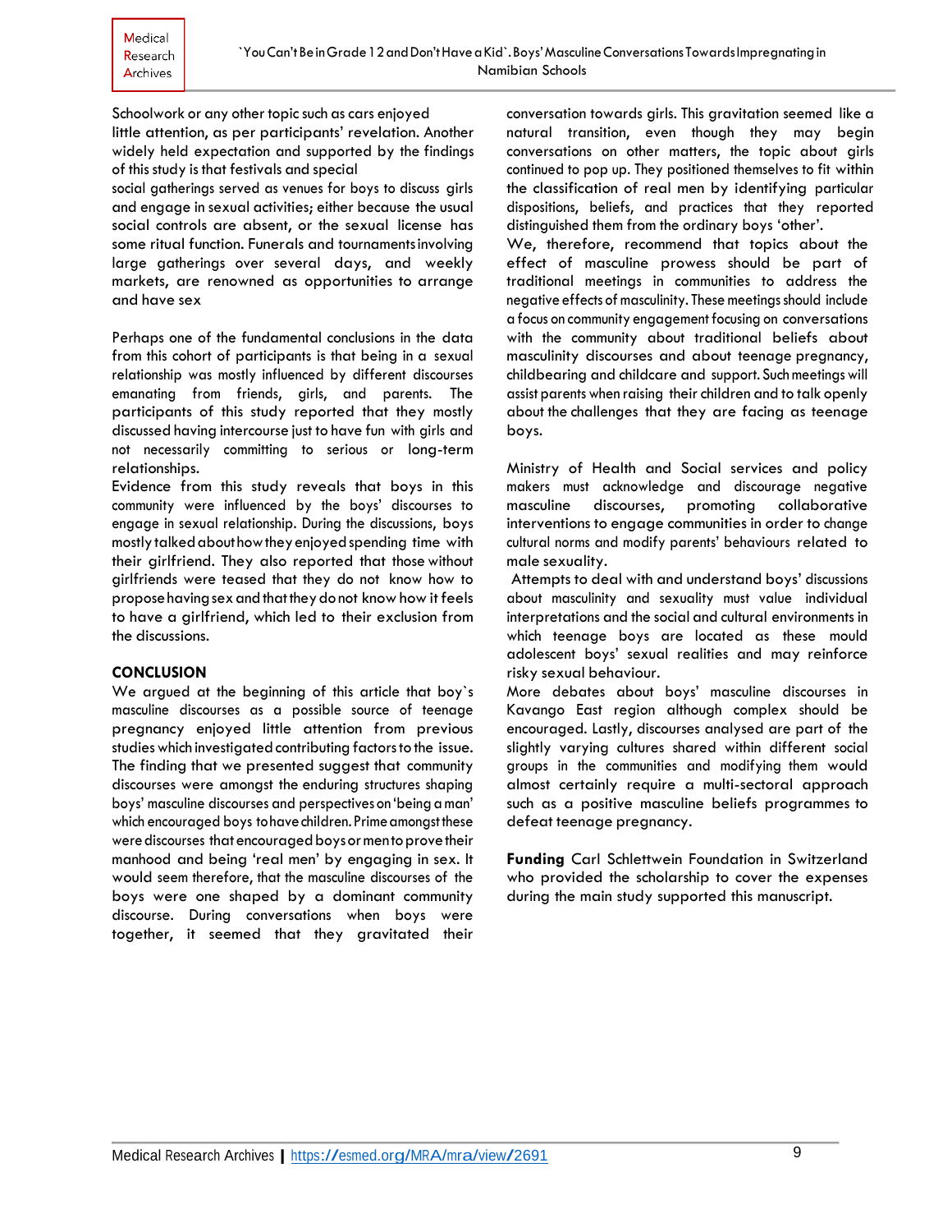Schoolwork or any other topic such as cars enjoyed little attention, as per participants' revelation. Another widely held expectation and supported by the findings of this study is that festivals and special social gatherings served as venues for boys to discuss girls and engage in sexual activities; either because the usual social controls are absent, or the sexual license has some ritual function. Funerals and tournaments involving large gatherings over several days, and weekly markets, are renowned as opportunities to arrange and have sex

Perhaps one of the fundamental conclusions in the data from this cohort of participants is that being in a sexual relationship was mostly influenced by different discourses emanating from friends, girls, and parents. The participants of this study reported that they mostly discussed having intercourse just to have fun with girls and not necessarily committing to serious or long-term relationships.

Evidence from this study reveals that boys in this community were influenced by the boys' discourses to engage in sexual relationship. During the discussions, boys mostly talked about how they enjoyed spending time with their girlfriend. They also reported that those without girlfriends were teased that they do not know how to propose having sex and that they do not know how it feels to have a girlfriend, which led to their exclusion from the discussions.

## CONCLUSION

We argued at the beginning of this article that boy`s masculine discourses as a possible source of teenage pregnancy enjoyed little attention from previous studies which investigated contributing factors to the issue. The finding that we presented suggest that community discourses were amongst the enduring structures shaping boys' masculine discourses and perspectives on 'being a man' which encouraged boys to have children. Prime amongst these were discourses that encouraged boys or men to prove their manhood and being 'real men' by engaging in sex. It would seem therefore, that the masculine discourses of the boys were one shaped by a dominant community discourse. During conversations when boys were together, it seemed that they gravitated their conversation towards girls. This gravitation seemed like a natural transition, even though they may begin conversations on other matters, the topic about girls continued to pop up. They positioned themselves to fit within the classification of real men by identifying particular dispositions, beliefs, and practices that they reported distinguished them from the ordinary boys 'other'.

We, therefore, recommend that topics about the effect of masculine prowess should be part of traditional meetings in communities to address the negative effects of masculinity. These meetings should include a focus on community engagement focusing on conversations with the community about traditional beliefs about masculinity discourses and about teenage pregnancy, childbearing and childcare and support. Such meetings will assist parents when raising their children and to talk openly about the challenges that they are facing as teenage boys.

Ministry of Health and Social services and policy makers must acknowledge and discourage negative masculine discourses, promoting collaborative interventions to engage communities in order to change cultural norms and modify parents' behaviours related to male sexuality.

Attempts to deal with and understand boys' discussions about masculinity and sexuality must value individual interpretations and the social and cultural environments in which teenage boys are located as these mould adolescent boys' sexual realities and may reinforce risky sexual behaviour.

More debates about boys' masculine discourses in Kavango East region although complex should be encouraged. Lastly, discourses analysed are part of the slightly varying cultures shared within different social groups in the communities and modifying them would almost certainly require a multi-sectoral approach such as a positive masculine beliefs programmes to defeat teenage pregnancy.

**Funding** Carl Schlettwein Foundation in Switzerland who provided the scholarship to cover the expenses during the main study supported this manuscript.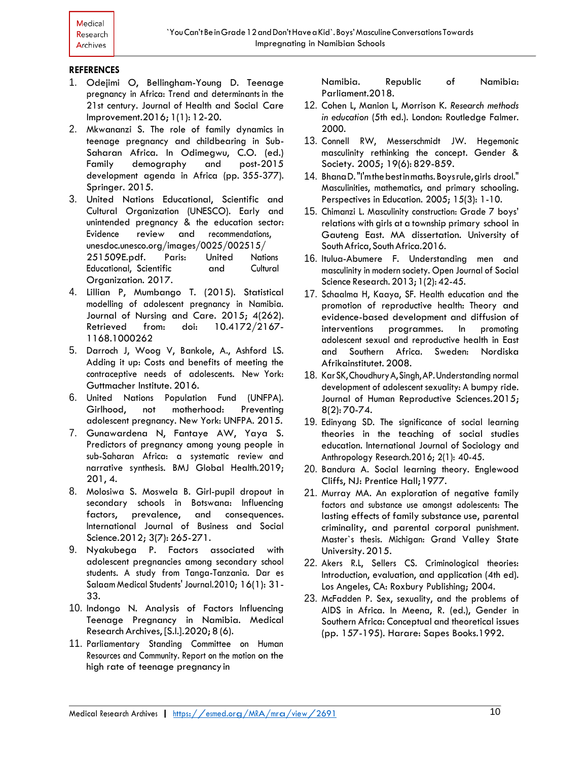## REFERENCES

1. Odejimi O, Bellingham-Young D. Teenage pregnancy in Africa: Trend and determinants in the 21st century. Journal of Health and Social Care Improvement.2016; 1(1): 12-20.
2. Mkwananzi S. The role of family dynamics in teenage pregnancy and childbearing in Sub-Saharan Africa. In Odimegwu, C.O. (ed.) Family demography and post-2015 development agenda in Africa (pp. 355-377). Springer. 2015.
3. United Nations Educational, Scientific and Cultural Organization (UNESCO). Early and unintended pregnancy & the education sector: Evidence review and recommendations, unesdoc.unesco.org/images/0025/002515/251509E.pdf. Paris: United Nations Educational, Scientific and Cultural Organization. 2017.
4. Lillian P, Mumbango T. (2015). Statistical modelling of adolescent pregnancy in Namibia. Journal of Nursing and Care. 2015; 4(262). Retrieved from: doi: 10.4172/2167-1168.1000262
5. Darroch J, Woog V, Bankole, A., Ashford LS. Adding it up: Costs and benefits of meeting the contraceptive needs of adolescents. New York: Guttmacher Institute. 2016.
6. United Nations Population Fund (UNFPA). Girlhood, not motherhood: Preventing adolescent pregnancy. New York: UNFPA. 2015.
7. Gunawardena N, Fantaye AW, Yaya S. Predictors of pregnancy among young people in sub-Saharan Africa: a systematic review and narrative synthesis. BMJ Global Health.2019; 201, 4.
8. Molosiwa S. Moswela B. Girl-pupil dropout in secondary schools in Botswana: Influencing factors, prevalence, and consequences. International Journal of Business and Social Science.2012; 3(7): 265-271.
9. Nyakubega P. Factors associated with adolescent pregnancies among secondary school students. A study from Tanga-Tanzania. Dar es Salaam Medical Students' Journal.2010; 16(1): 31-33.
10. Indongo N. Analysis of Factors Influencing Teenage Pregnancy in Namibia. Medical Research Archives, [S.l.].2020; 8 (6).
11. Parliamentary Standing Committee on Human Resources and Community. Report on the motion on the high rate of teenage pregnancy in Namibia. Republic of Namibia: Parliament.2018.
12. Cohen L, Manion L, Morrison K. *Research methods in education* (5th ed.). London: Routledge Falmer. 2000.
13. Connell RW, Messerschmidt JW. Hegemonic masculinity rethinking the concept. Gender & Society. 2005; 19(6): 829-859.
14. Bhana D. "I'm the best in maths. Boys rule, girls drool." Masculinities, mathematics, and primary schooling. Perspectives in Education. 2005; 15(3): 1-10.
15. Chimanzi L. Masculinity construction: Grade 7 boys' relations with girls at a township primary school in Gauteng East. MA dissertation. University of South Africa, South Africa.2016.
16. Itulua-Abumere F. Understanding men and masculinity in modern society. Open Journal of Social Science Research. 2013; 1(2): 42-45.
17. Schaalma H, Kaaya, SF. Health education and the promotion of reproductive health: Theory and evidence-based development and diffusion of interventions programmes. In promoting adolescent sexual and reproductive health in East and Southern Africa. Sweden: Nordiska Afrikainstitutet. 2008.
18. Kar SK, Choudhury A, Singh, AP. Understanding normal development of adolescent sexuality: A bumpy ride. Journal of Human Reproductive Sciences.2015; 8(2): 70-74.
19. Edinyang SD. The significance of social learning theories in the teaching of social studies education. International Journal of Sociology and Anthropology Research.2016; 2(1): 40-45.
20. Bandura A. Social learning theory. Englewood Cliffs, NJ: Prentice Hall; 1977.
21. Murray MA. An exploration of negative family factors and substance use amongst adolescents: The lasting effects of family substance use, parental criminality, and parental corporal punishment. Master`s thesis. Michigan: Grand Valley State University. 2015.
22. Akers R.L, Sellers CS. Criminological theories: Introduction, evaluation, and application (4th ed). Los Angeles, CA: Roxbury Publishing; 2004.
23. McFadden P. Sex, sexuality, and the problems of AIDS in Africa. In Meena, R. (ed.), Gender in Southern Africa: Conceptual and theoretical issues (pp. 157-195). Harare: Sapes Books.1992.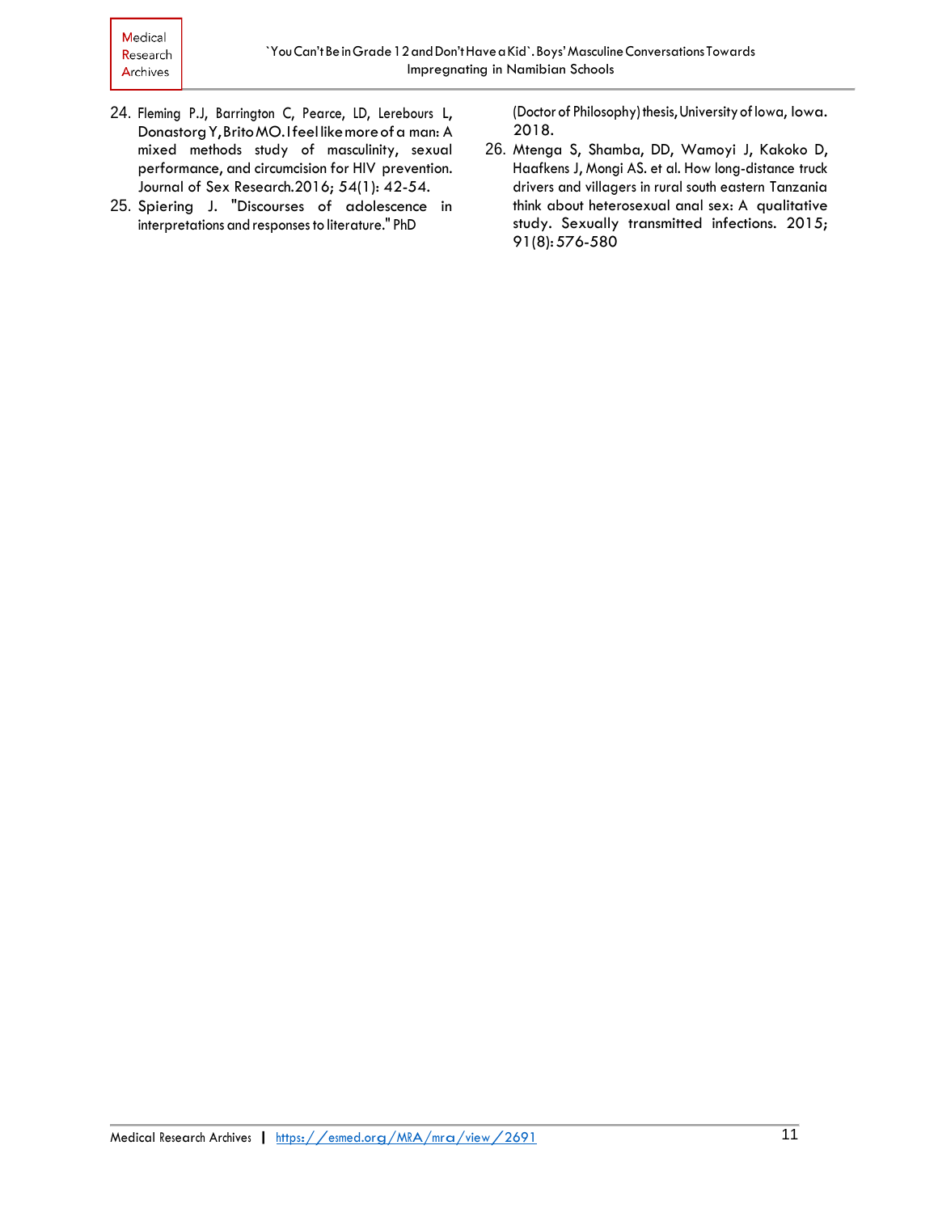24. Fleming P.J, Barrington C, Pearce, LD, Lerebours L, Donastorg Y, Brito MO. I feel like more of a man: A mixed methods study of masculinity, sexual performance, and circumcision for HIV prevention. Journal of Sex Research.2016; 54(1): 42-54.
25. Spiering J. "Discourses of adolescence in interpretations and responses to literature." PhD (Doctor of Philosophy) thesis, University of Iowa, Iowa. 2018.
26. Mtenga S, Shamba, DD, Wamoyi J, Kakoko D, Haafkens J, Mongi AS. et al. How long-distance truck drivers and villagers in rural south eastern Tanzania think about heterosexual anal sex: A qualitative study. Sexually transmitted infections. 2015; 91(8): 576-580